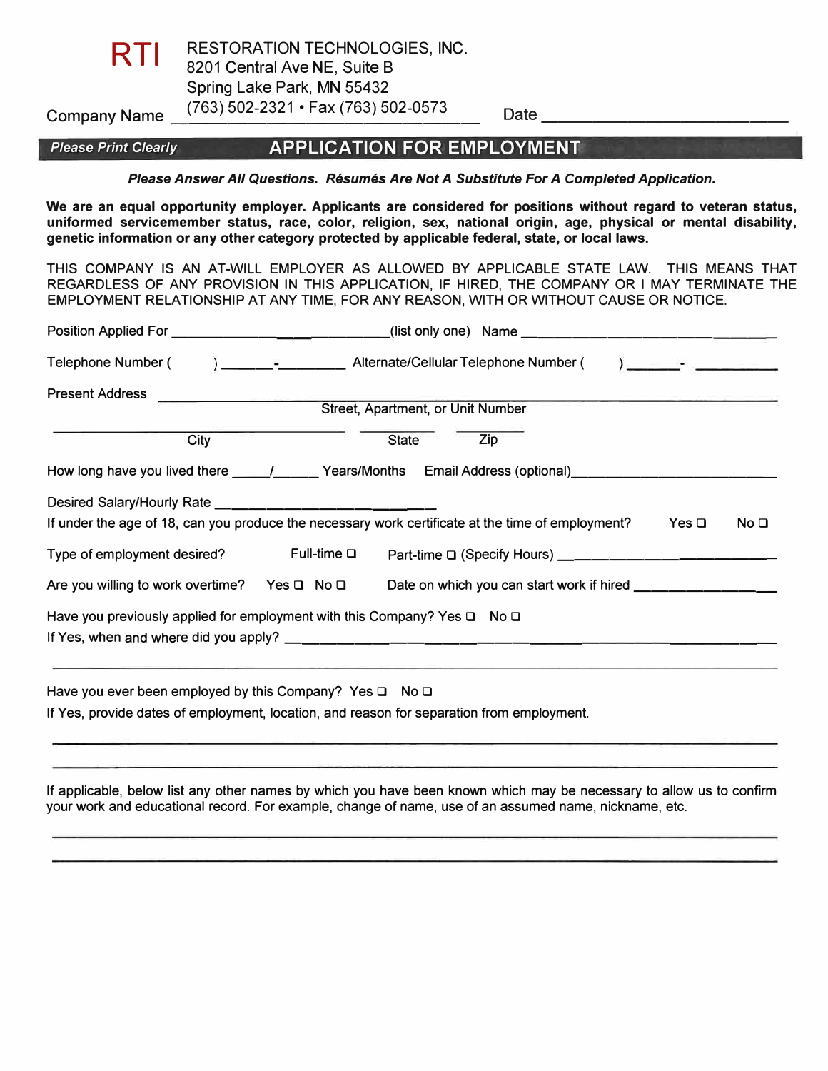**RTI** RESTORATION TECHNOLOGIES, INC.
8201 Central Ave NE, Suite B
Spring Lake Park, MN 55432
(763) 502-2321 • Fax (763) 502-0573

Company Name ______________________________ Date __________________________

*Please Print Clearly*

# APPLICATION FOR EMPLOYMENT

***Please Answer All Questions. Résumés Are Not A Substitute For A Completed Application.***

**We are an equal opportunity employer. Applicants are considered for positions without regard to veteran status, uniformed servicemember status, race, color, religion, sex, national origin, age, physical or mental disability, genetic information or any other category protected by applicable federal, state, or local laws.**

THIS COMPANY IS AN AT-WILL EMPLOYER AS ALLOWED BY APPLICABLE STATE LAW. THIS MEANS THAT REGARDLESS OF ANY PROVISION IN THIS APPLICATION, IF HIRED, THE COMPANY OR I MAY TERMINATE THE EMPLOYMENT RELATIONSHIP AT ANY TIME, FOR ANY REASON, WITH OR WITHOUT CAUSE OR NOTICE.

Position Applied For ______________________________(list only one) Name ________________________________

Telephone Number ( ) _______-_________ Alternate/Cellular Telephone Number ( ) _______-__________

Present Address ____________________________________________________________
Street, Apartment, or Unit Number

______________________________ ___________ ___________
City State Zip

How long have you lived there _____/______ Years/Months Email Address (optional)_________________________

Desired Salary/Hourly Rate ___________________________

If under the age of 18, can you produce the necessary work certificate at the time of employment? Yes ☐ No ☐

Type of employment desired? Full-time ☐ Part-time ☐ (Specify Hours) __________________________

Are you willing to work overtime? Yes ☐ No ☐ Date on which you can start work if hired ________________

Have you previously applied for employment with this Company? Yes ☐ No ☐

If Yes, when and where did you apply? ____________________________________________________________

____________________________________________________________________________________

Have you ever been employed by this Company? Yes ☐ No ☐

If Yes, provide dates of employment, location, and reason for separation from employment.

____________________________________________________________________________________

____________________________________________________________________________________

If applicable, below list any other names by which you have been known which may be necessary to allow us to confirm your work and educational record. For example, change of name, use of an assumed name, nickname, etc.

____________________________________________________________________________________

____________________________________________________________________________________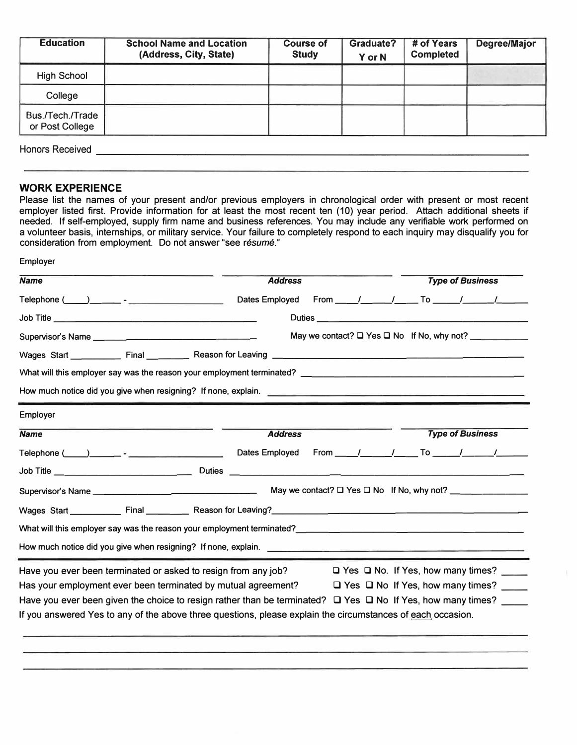| Education | School Name and Location (Address, City, State) | Course of Study | Graduate? Y or N | # of Years Completed | Degree/Major |
|---|---|---|---|---|---|
| High School | | | | | |
| College | | | | | |
| Bus./Tech./Trade or Post College | | | | | |

Honors Received ______________________________________________________________________

______________________________________________________________________

## WORK EXPERIENCE

Please list the names of your present and/or previous employers in chronological order with present or most recent employer listed first. Provide information for at least the most recent ten (10) year period. Attach additional sheets if needed. If self-employed, supply firm name and business references. You may include any verifiable work performed on a volunteer basis, internships, or military service. Your failure to completely respond to each inquiry may disqualify you for consideration from employment. Do not answer "see *résumé*."

Employer

___________________________ ___________________________ ___________________________
***Name*** ***Address*** ***Type of Business***

Telephone (____)______ - ________________ Dates Employed From ____/____/____ To ____/____/____

Job Title ______________________________ Duties ______________________________

Supervisor's Name ______________________________ May we contact? ☐ Yes ☐ No If No, why not? __________

Wages Start __________ Final ________ Reason for Leaving ______________________________

What will this employer say was the reason your employment terminated? ______________________________

How much notice did you give when resigning? If none, explain. ______________________________

Employer

___________________________ ___________________________ ___________________________
***Name*** ***Address*** ***Type of Business***

Telephone (____)______ - ________________ Dates Employed From ____/____/____ To ____/____/____

Job Title ______________________________ Duties ______________________________

Supervisor's Name ______________________________ May we contact? ☐ Yes ☐ No If No, why not? __________

Wages Start __________ Final ________ Reason for Leaving?______________________________

What will this employer say was the reason your employment terminated?______________________________

How much notice did you give when resigning? If none, explain. ______________________________

Have you ever been terminated or asked to resign from any job? ☐ Yes ☐ No. If Yes, how many times? ____

Has your employment ever been terminated by mutual agreement? ☐ Yes ☐ No If Yes, how many times? ____

Have you ever been given the choice to resign rather than be terminated? ☐ Yes ☐ No If Yes, how many times? ____

If you answered Yes to any of the above three questions, please explain the circumstances of each occasion.

______________________________________________________________________

______________________________________________________________________

______________________________________________________________________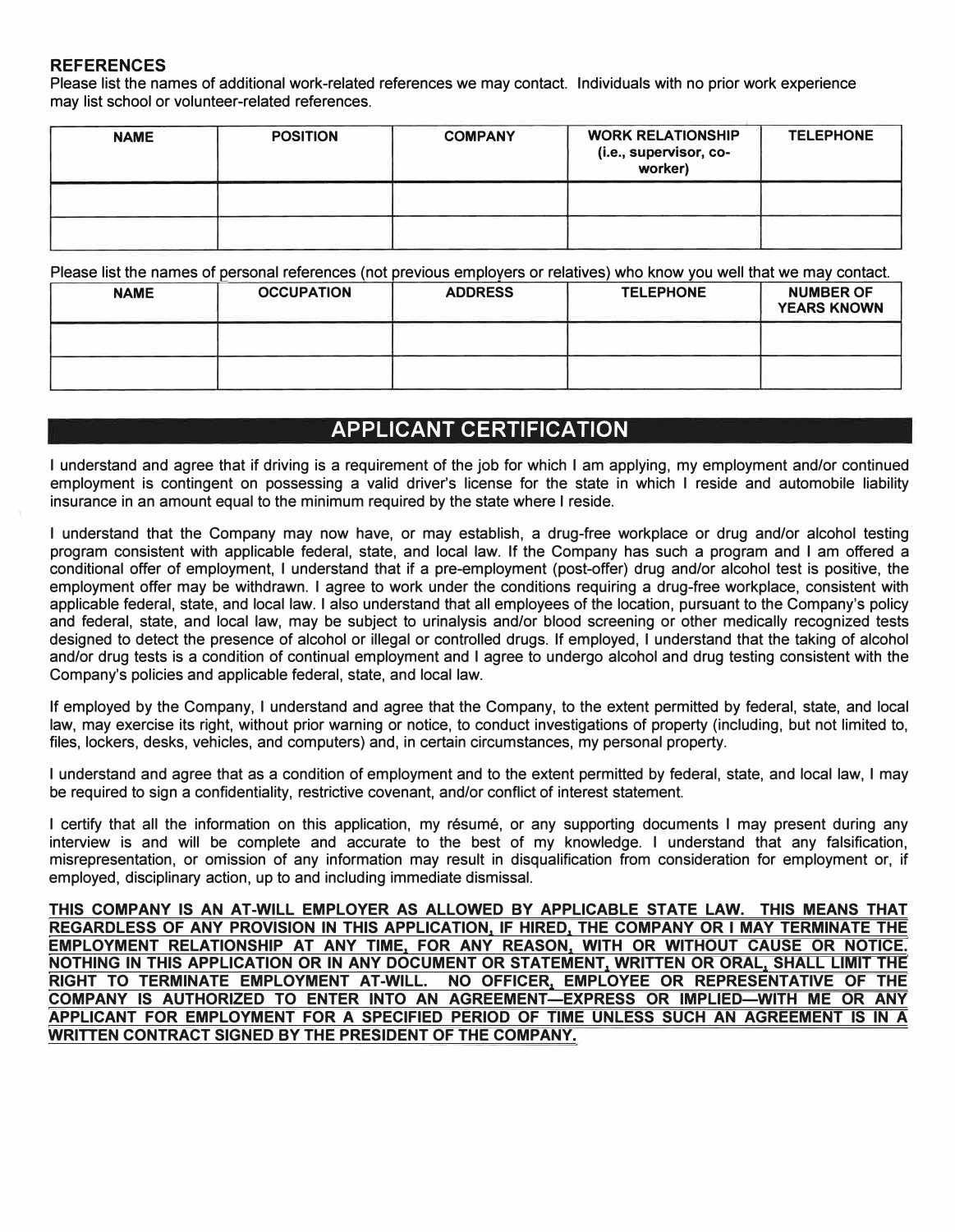## REFERENCES

Please list the names of additional work-related references we may contact. Individuals with no prior work experience may list school or volunteer-related references.

| NAME | POSITION | COMPANY | WORK RELATIONSHIP (i.e., supervisor, co-worker) | TELEPHONE |
|---|---|---|---|---|
| | | | | |
| | | | | |

Please list the names of personal references (not previous employers or relatives) who know you well that we may contact.

| NAME | OCCUPATION | ADDRESS | TELEPHONE | NUMBER OF YEARS KNOWN |
|---|---|---|---|---|
| | | | | |
| | | | | |

## APPLICANT CERTIFICATION

I understand and agree that if driving is a requirement of the job for which I am applying, my employment and/or continued employment is contingent on possessing a valid driver's license for the state in which I reside and automobile liability insurance in an amount equal to the minimum required by the state where I reside.

I understand that the Company may now have, or may establish, a drug-free workplace or drug and/or alcohol testing program consistent with applicable federal, state, and local law. If the Company has such a program and I am offered a conditional offer of employment, I understand that if a pre-employment (post-offer) drug and/or alcohol test is positive, the employment offer may be withdrawn. I agree to work under the conditions requiring a drug-free workplace, consistent with applicable federal, state, and local law. I also understand that all employees of the location, pursuant to the Company's policy and federal, state, and local law, may be subject to urinalysis and/or blood screening or other medically recognized tests designed to detect the presence of alcohol or illegal or controlled drugs. If employed, I understand that the taking of alcohol and/or drug tests is a condition of continual employment and I agree to undergo alcohol and drug testing consistent with the Company's policies and applicable federal, state, and local law.

If employed by the Company, I understand and agree that the Company, to the extent permitted by federal, state, and local law, may exercise its right, without prior warning or notice, to conduct investigations of property (including, but not limited to, files, lockers, desks, vehicles, and computers) and, in certain circumstances, my personal property.

I understand and agree that as a condition of employment and to the extent permitted by federal, state, and local law, I may be required to sign a confidentiality, restrictive covenant, and/or conflict of interest statement.

I certify that all the information on this application, my résumé, or any supporting documents I may present during any interview is and will be complete and accurate to the best of my knowledge. I understand that any falsification, misrepresentation, or omission of any information may result in disqualification from consideration for employment or, if employed, disciplinary action, up to and including immediate dismissal.

**THIS COMPANY IS AN AT-WILL EMPLOYER AS ALLOWED BY APPLICABLE STATE LAW. THIS MEANS THAT REGARDLESS OF ANY PROVISION IN THIS APPLICATION, IF HIRED, THE COMPANY OR I MAY TERMINATE THE EMPLOYMENT RELATIONSHIP AT ANY TIME, FOR ANY REASON, WITH OR WITHOUT CAUSE OR NOTICE. NOTHING IN THIS APPLICATION OR IN ANY DOCUMENT OR STATEMENT, WRITTEN OR ORAL, SHALL LIMIT THE RIGHT TO TERMINATE EMPLOYMENT AT-WILL. NO OFFICER, EMPLOYEE OR REPRESENTATIVE OF THE COMPANY IS AUTHORIZED TO ENTER INTO AN AGREEMENT—EXPRESS OR IMPLIED—WITH ME OR ANY APPLICANT FOR EMPLOYMENT FOR A SPECIFIED PERIOD OF TIME UNLESS SUCH AN AGREEMENT IS IN A WRITTEN CONTRACT SIGNED BY THE PRESIDENT OF THE COMPANY.**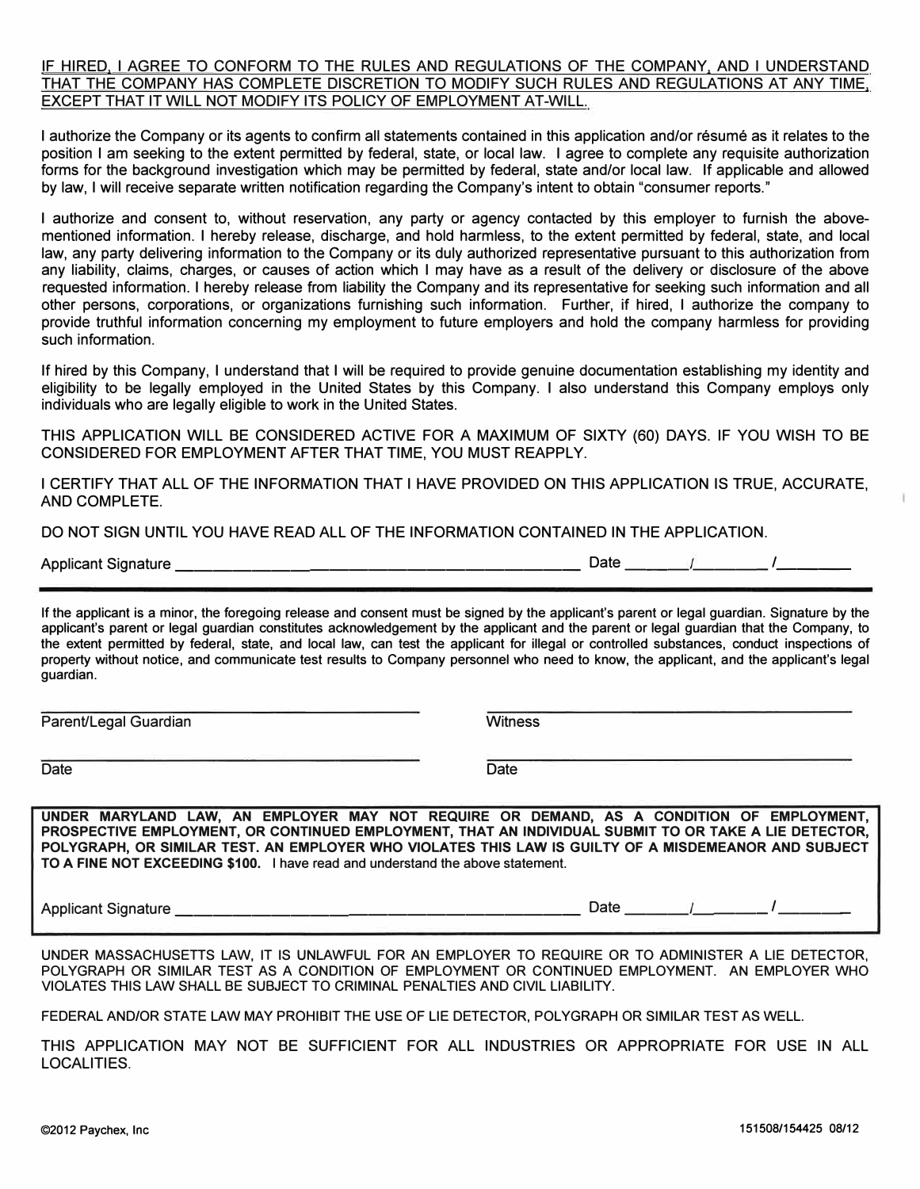<u>IF HIRED, I AGREE TO CONFORM TO THE RULES AND REGULATIONS OF THE COMPANY, AND I UNDERSTAND THAT THE COMPANY HAS COMPLETE DISCRETION TO MODIFY SUCH RULES AND REGULATIONS AT ANY TIME, EXCEPT THAT IT WILL NOT MODIFY ITS POLICY OF EMPLOYMENT AT-WILL.</u>

I authorize the Company or its agents to confirm all statements contained in this application and/or résumé as it relates to the position I am seeking to the extent permitted by federal, state, or local law. I agree to complete any requisite authorization forms for the background investigation which may be permitted by federal, state and/or local law. If applicable and allowed by law, I will receive separate written notification regarding the Company's intent to obtain "consumer reports."

I authorize and consent to, without reservation, any party or agency contacted by this employer to furnish the above-mentioned information. I hereby release, discharge, and hold harmless, to the extent permitted by federal, state, and local law, any party delivering information to the Company or its duly authorized representative pursuant to this authorization from any liability, claims, charges, or causes of action which I may have as a result of the delivery or disclosure of the above requested information. I hereby release from liability the Company and its representative for seeking such information and all other persons, corporations, or organizations furnishing such information. Further, if hired, I authorize the company to provide truthful information concerning my employment to future employers and hold the company harmless for providing such information.

If hired by this Company, I understand that I will be required to provide genuine documentation establishing my identity and eligibility to be legally employed in the United States by this Company. I also understand this Company employs only individuals who are legally eligible to work in the United States.

THIS APPLICATION WILL BE CONSIDERED ACTIVE FOR A MAXIMUM OF SIXTY (60) DAYS. IF YOU WISH TO BE CONSIDERED FOR EMPLOYMENT AFTER THAT TIME, YOU MUST REAPPLY.

I CERTIFY THAT ALL OF THE INFORMATION THAT I HAVE PROVIDED ON THIS APPLICATION IS TRUE, ACCURATE, AND COMPLETE.

DO NOT SIGN UNTIL YOU HAVE READ ALL OF THE INFORMATION CONTAINED IN THE APPLICATION.

Applicant Signature ______________________________ Date ______/______/______

---

If the applicant is a minor, the foregoing release and consent must be signed by the applicant's parent or legal guardian. Signature by the applicant's parent or legal guardian constitutes acknowledgement by the applicant and the parent or legal guardian that the Company, to the extent permitted by federal, state, and local law, can test the applicant for illegal or controlled substances, conduct inspections of property without notice, and communicate test results to Company personnel who need to know, the applicant, and the applicant's legal guardian.

| | |
|---|---|
| Parent/Legal Guardian ______________________ | Witness ______________________ |
| Date ______________________ | Date ______________________ |

**UNDER MARYLAND LAW, AN EMPLOYER MAY NOT REQUIRE OR DEMAND, AS A CONDITION OF EMPLOYMENT, PROSPECTIVE EMPLOYMENT, OR CONTINUED EMPLOYMENT, THAT AN INDIVIDUAL SUBMIT TO OR TAKE A LIE DETECTOR, POLYGRAPH, OR SIMILAR TEST. AN EMPLOYER WHO VIOLATES THIS LAW IS GUILTY OF A MISDEMEANOR AND SUBJECT TO A FINE NOT EXCEEDING $100.** I have read and understand the above statement.

Applicant Signature ______________________________ Date ______/______/______

UNDER MASSACHUSETTS LAW, IT IS UNLAWFUL FOR AN EMPLOYER TO REQUIRE OR TO ADMINISTER A LIE DETECTOR, POLYGRAPH OR SIMILAR TEST AS A CONDITION OF EMPLOYMENT OR CONTINUED EMPLOYMENT. AN EMPLOYER WHO VIOLATES THIS LAW SHALL BE SUBJECT TO CRIMINAL PENALTIES AND CIVIL LIABILITY.

FEDERAL AND/OR STATE LAW MAY PROHIBIT THE USE OF LIE DETECTOR, POLYGRAPH OR SIMILAR TEST AS WELL.

THIS APPLICATION MAY NOT BE SUFFICIENT FOR ALL INDUSTRIES OR APPROPRIATE FOR USE IN ALL LOCALITIES.

©2012 Paychex, Inc 151508/154425 08/12